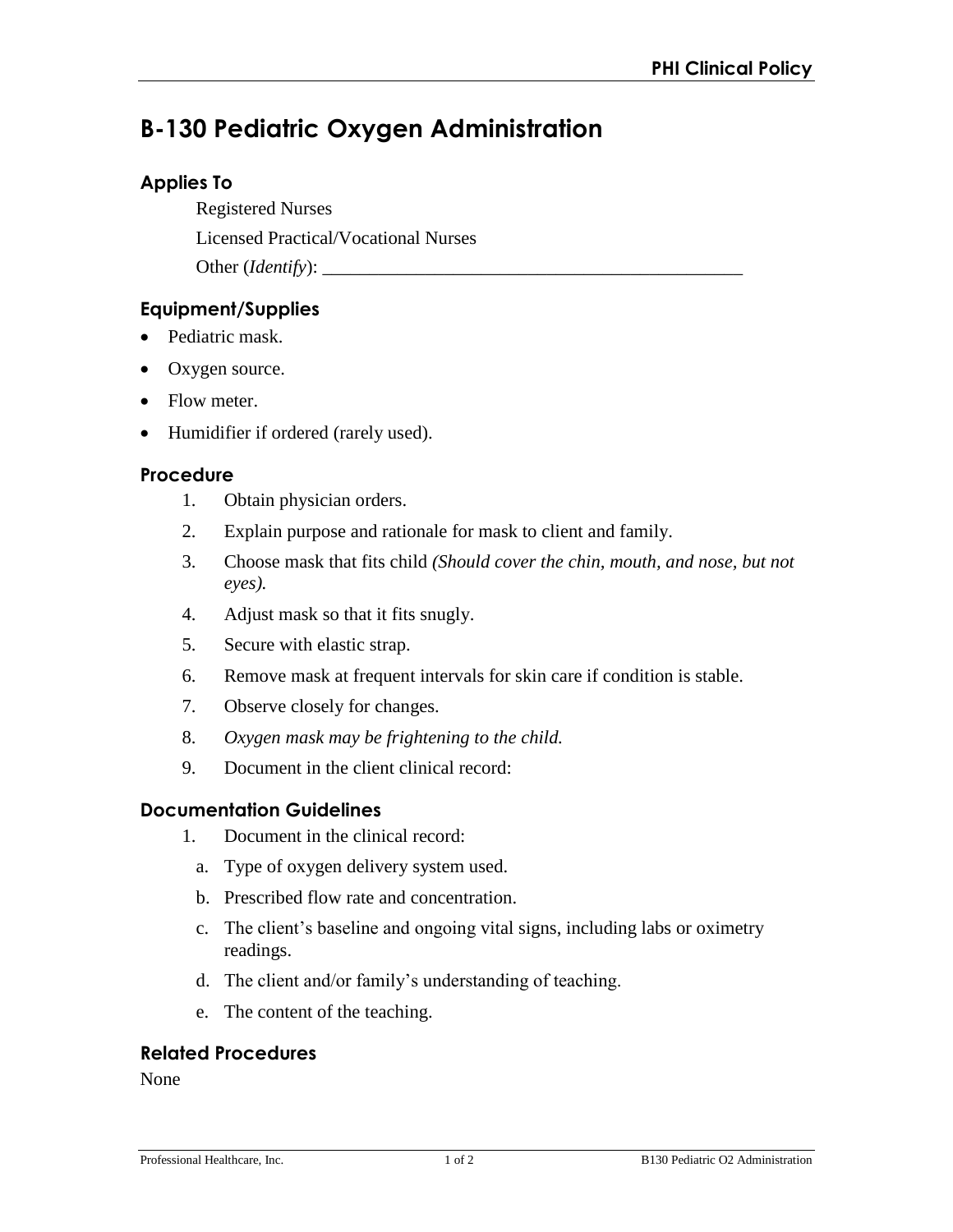# B-130 Pediatric Oxygen Administration

## Applies To

Registered Nurses

Licensed Practical/Vocational Nurses

Other (*Identify*): ______________________________________________

## Equipment/Supplies

- Pediatric mask.
- Oxygen source.
- Flow meter.
- Humidifier if ordered (rarely used).

## Procedure

1. Obtain physician orders.
2. Explain purpose and rationale for mask to client and family.
3. Choose mask that fits child *(Should cover the chin, mouth, and nose, but not eyes).*
4. Adjust mask so that it fits snugly.
5. Secure with elastic strap.
6. Remove mask at frequent intervals for skin care if condition is stable.
7. Observe closely for changes.
8. *Oxygen mask may be frightening to the child.*
9. Document in the client clinical record:

## Documentation Guidelines

1. Document in the clinical record:
   a. Type of oxygen delivery system used.
   b. Prescribed flow rate and concentration.
   c. The client's baseline and ongoing vital signs, including labs or oximetry readings.
   d. The client and/or family's understanding of teaching.
   e. The content of the teaching.

## Related Procedures

None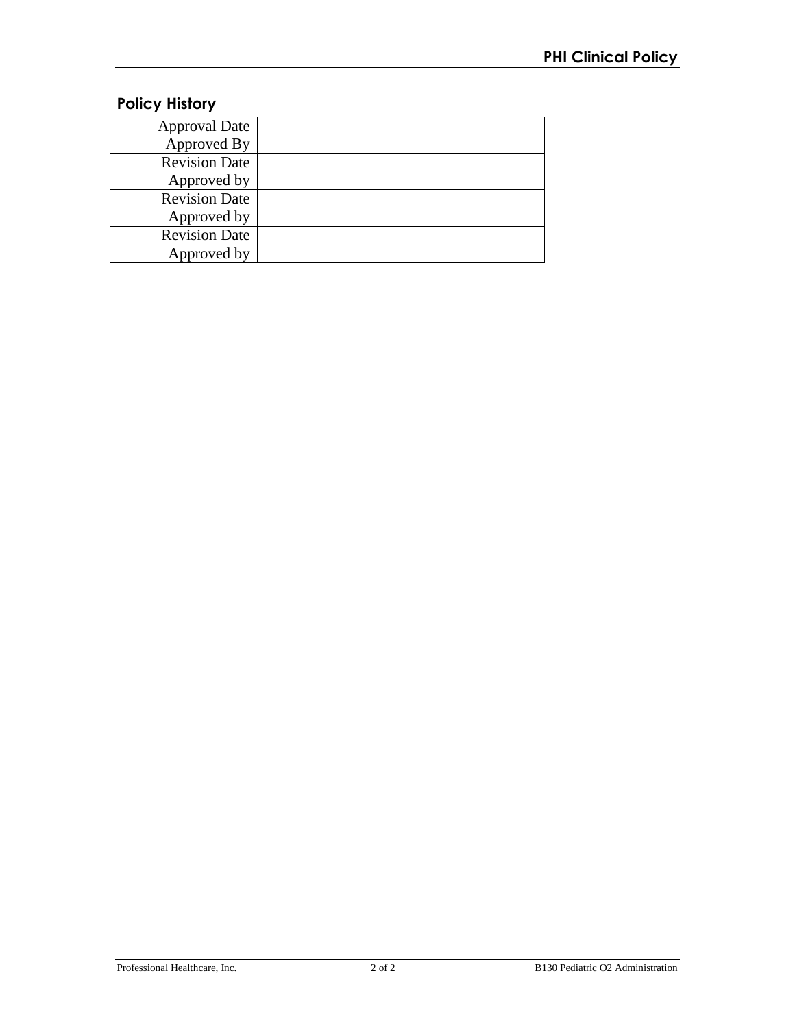## Policy History

| | |
|---|---|
| Approval Date<br>Approved By | |
| Revision Date<br>Approved by | |
| Revision Date<br>Approved by | |
| Revision Date<br>Approved by | |